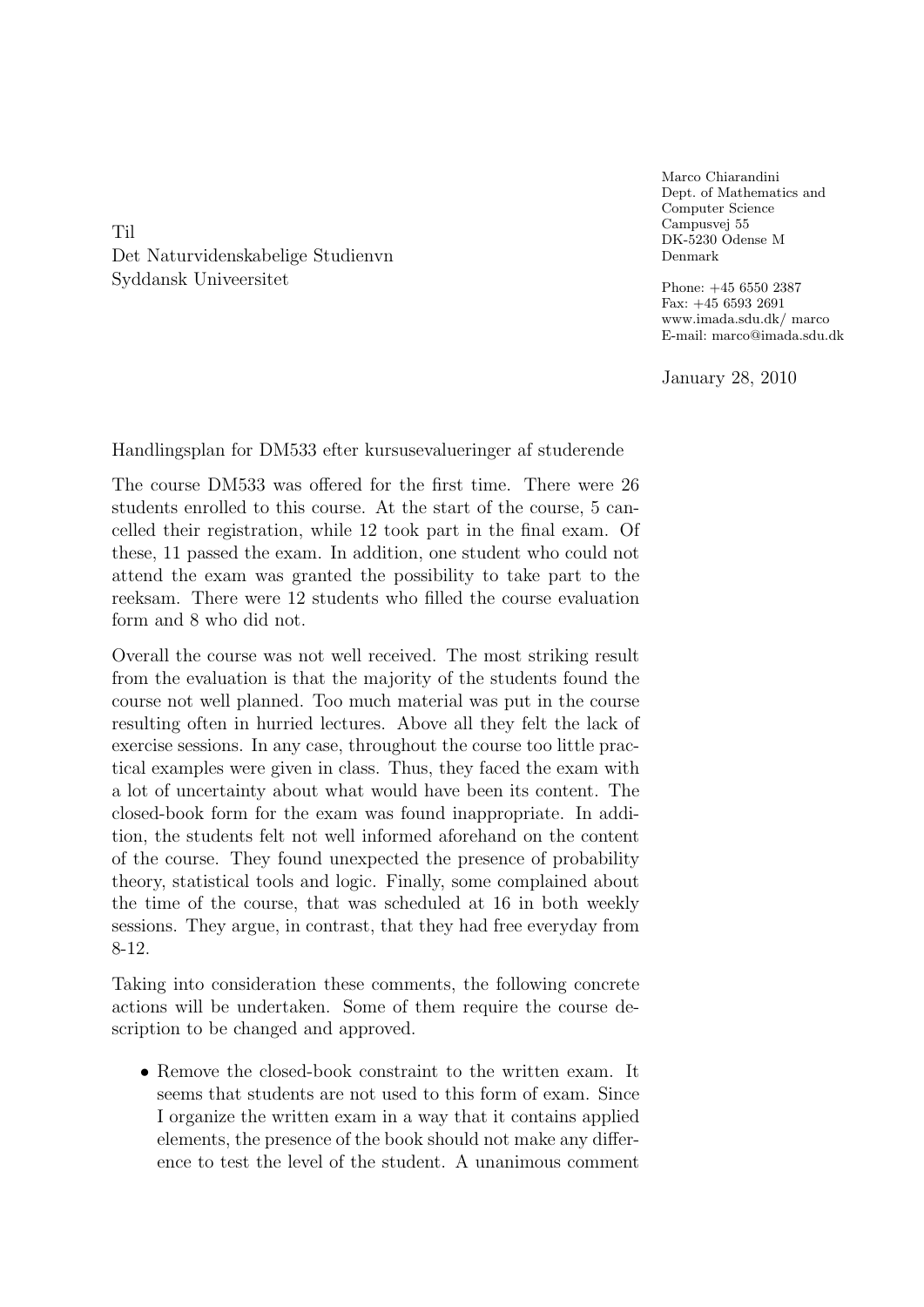Til
Det Naturvidenskabelige Studienvn
Syddansk Univeersitet

Marco Chiarandini
Dept. of Mathematics and
Computer Science
Campusvej 55
DK-5230 Odense M
Denmark

Phone: +45 6550 2387
Fax: +45 6593 2691
www.imada.sdu.dk/ marco
E-mail: marco@imada.sdu.dk

January 28, 2010

Handlingsplan for DM533 efter kursusevalueringer af studerende

The course DM533 was offered for the first time. There were 26 students enrolled to this course. At the start of the course, 5 cancelled their registration, while 12 took part in the final exam. Of these, 11 passed the exam. In addition, one student who could not attend the exam was granted the possibility to take part to the reeksam. There were 12 students who filled the course evaluation form and 8 who did not.

Overall the course was not well received. The most striking result from the evaluation is that the majority of the students found the course not well planned. Too much material was put in the course resulting often in hurried lectures. Above all they felt the lack of exercise sessions. In any case, throughout the course too little practical examples were given in class. Thus, they faced the exam with a lot of uncertainty about what would have been its content. The closed-book form for the exam was found inappropriate. In addition, the students felt not well informed aforehand on the content of the course. They found unexpected the presence of probability theory, statistical tools and logic. Finally, some complained about the time of the course, that was scheduled at 16 in both weekly sessions. They argue, in contrast, that they had free everyday from 8-12.

Taking into consideration these comments, the following concrete actions will be undertaken. Some of them require the course description to be changed and approved.

- Remove the closed-book constraint to the written exam. It seems that students are not used to this form of exam. Since I organize the written exam in a way that it contains applied elements, the presence of the book should not make any difference to test the level of the student. A unanimous comment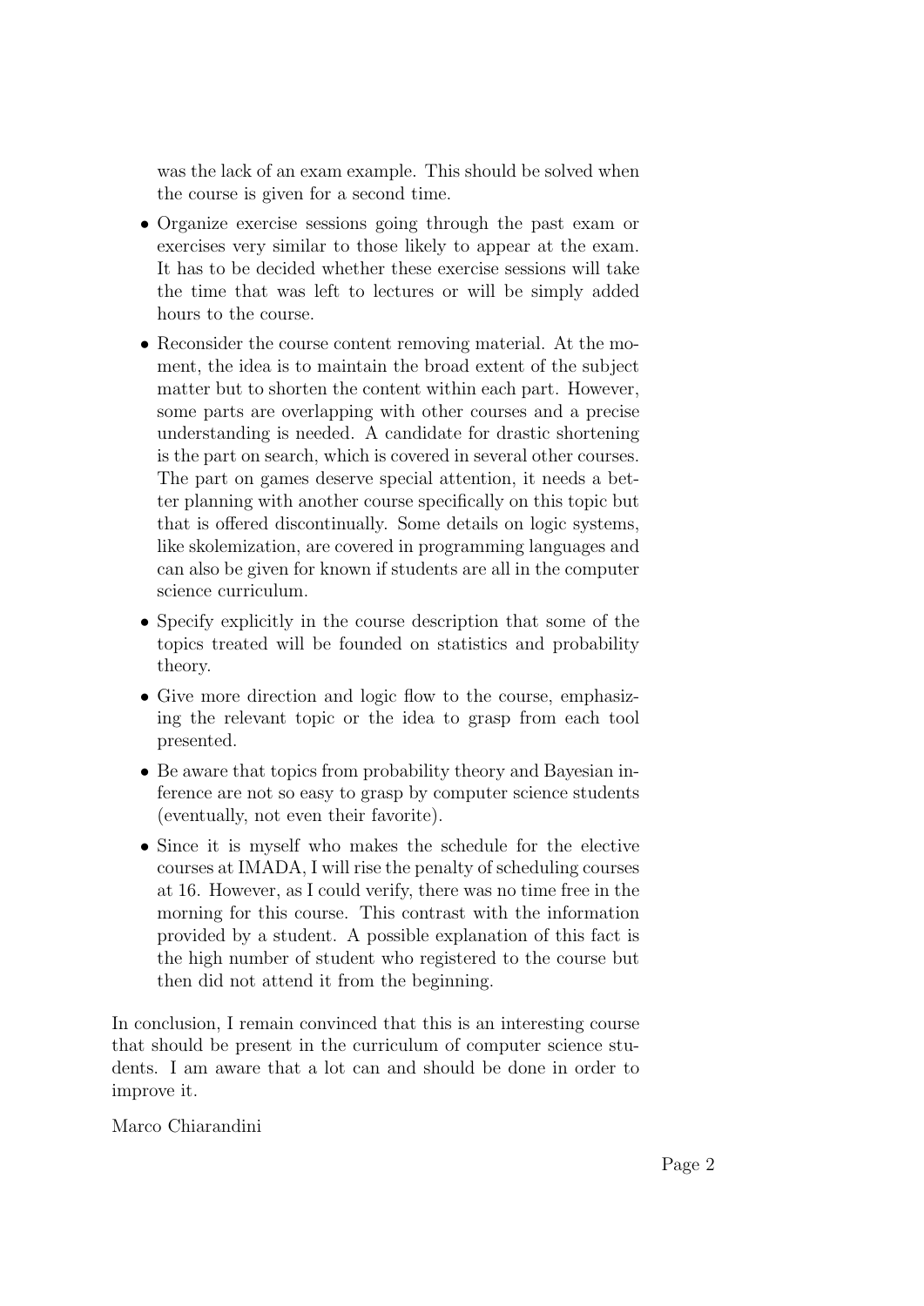was the lack of an exam example. This should be solved when the course is given for a second time.

- Organize exercise sessions going through the past exam or exercises very similar to those likely to appear at the exam. It has to be decided whether these exercise sessions will take the time that was left to lectures or will be simply added hours to the course.
- Reconsider the course content removing material. At the moment, the idea is to maintain the broad extent of the subject matter but to shorten the content within each part. However, some parts are overlapping with other courses and a precise understanding is needed. A candidate for drastic shortening is the part on search, which is covered in several other courses. The part on games deserve special attention, it needs a better planning with another course specifically on this topic but that is offered discontinually. Some details on logic systems, like skolemization, are covered in programming languages and can also be given for known if students are all in the computer science curriculum.
- Specify explicitly in the course description that some of the topics treated will be founded on statistics and probability theory.
- Give more direction and logic flow to the course, emphasizing the relevant topic or the idea to grasp from each tool presented.
- Be aware that topics from probability theory and Bayesian inference are not so easy to grasp by computer science students (eventually, not even their favorite).
- Since it is myself who makes the schedule for the elective courses at IMADA, I will rise the penalty of scheduling courses at 16. However, as I could verify, there was no time free in the morning for this course. This contrast with the information provided by a student. A possible explanation of this fact is the high number of student who registered to the course but then did not attend it from the beginning.

In conclusion, I remain convinced that this is an interesting course that should be present in the curriculum of computer science students. I am aware that a lot can and should be done in order to improve it.

Marco Chiarandini